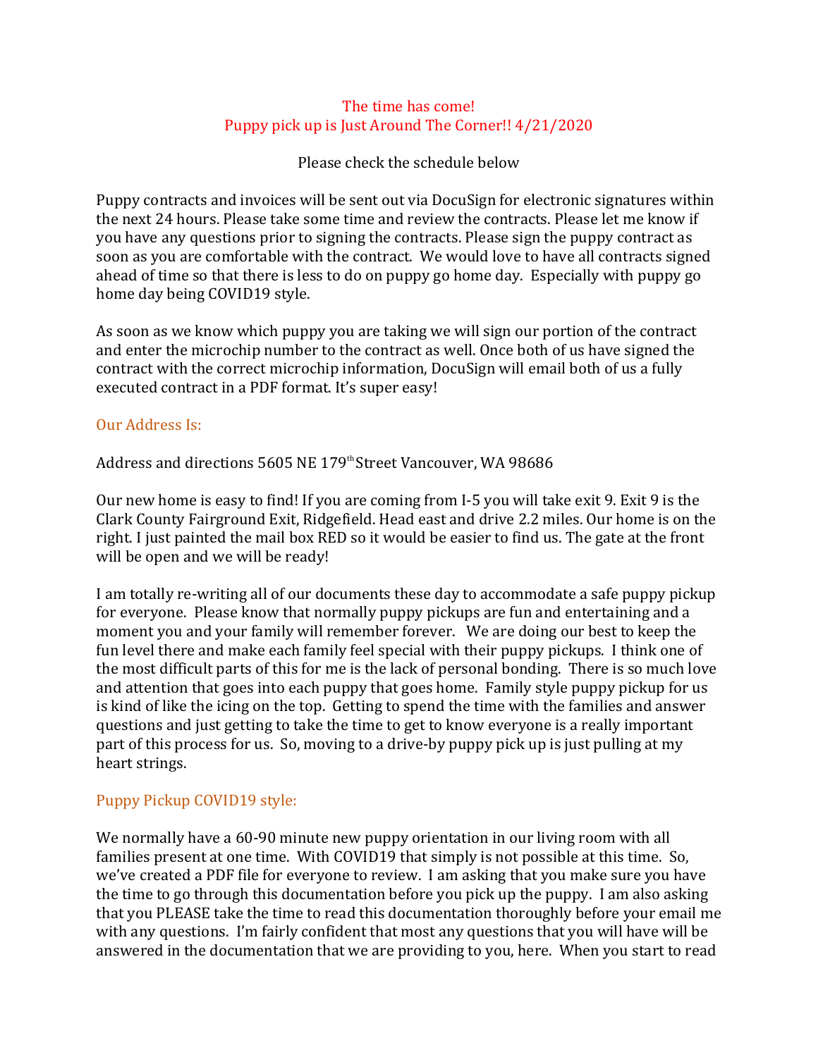# The time has come!
## Puppy pick up is Just Around The Corner!! 4/21/2020

Please check the schedule below

Puppy contracts and invoices will be sent out via DocuSign for electronic signatures within the next 24 hours. Please take some time and review the contracts. Please let me know if you have any questions prior to signing the contracts. Please sign the puppy contract as soon as you are comfortable with the contract. We would love to have all contracts signed ahead of time so that there is less to do on puppy go home day. Especially with puppy go home day being COVID19 style.

As soon as we know which puppy you are taking we will sign our portion of the contract and enter the microchip number to the contract as well. Once both of us have signed the contract with the correct microchip information, DocuSign will email both of us a fully executed contract in a PDF format. It's super easy!

### Our Address Is:

Address and directions 5605 NE 179th Street Vancouver, WA 98686

Our new home is easy to find! If you are coming from I-5 you will take exit 9. Exit 9 is the Clark County Fairground Exit, Ridgefield. Head east and drive 2.2 miles. Our home is on the right. I just painted the mail box RED so it would be easier to find us. The gate at the front will be open and we will be ready!

I am totally re-writing all of our documents these day to accommodate a safe puppy pickup for everyone. Please know that normally puppy pickups are fun and entertaining and a moment you and your family will remember forever. We are doing our best to keep the fun level there and make each family feel special with their puppy pickups. I think one of the most difficult parts of this for me is the lack of personal bonding. There is so much love and attention that goes into each puppy that goes home. Family style puppy pickup for us is kind of like the icing on the top. Getting to spend the time with the families and answer questions and just getting to take the time to get to know everyone is a really important part of this process for us. So, moving to a drive-by puppy pick up is just pulling at my heart strings.

### Puppy Pickup COVID19 style:

We normally have a 60-90 minute new puppy orientation in our living room with all families present at one time. With COVID19 that simply is not possible at this time. So, we've created a PDF file for everyone to review. I am asking that you make sure you have the time to go through this documentation before you pick up the puppy. I am also asking that you PLEASE take the time to read this documentation thoroughly before your email me with any questions. I'm fairly confident that most any questions that you will have will be answered in the documentation that we are providing to you, here. When you start to read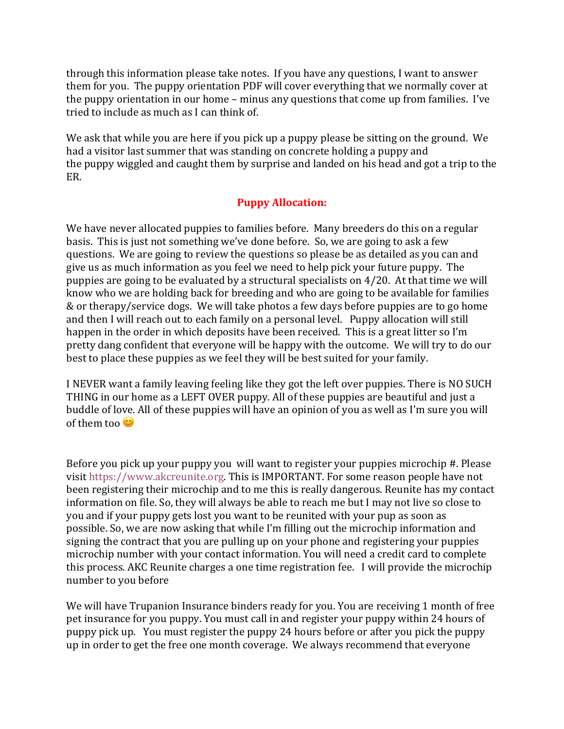through this information please take notes. If you have any questions, I want to answer them for you. The puppy orientation PDF will cover everything that we normally cover at the puppy orientation in our home – minus any questions that come up from families. I've tried to include as much as I can think of.

We ask that while you are here if you pick up a puppy please be sitting on the ground. We had a visitor last summer that was standing on concrete holding a puppy and the puppy wiggled and caught them by surprise and landed on his head and got a trip to the ER.

## Puppy Allocation:

We have never allocated puppies to families before. Many breeders do this on a regular basis. This is just not something we've done before. So, we are going to ask a few questions. We are going to review the questions so please be as detailed as you can and give us as much information as you feel we need to help pick your future puppy. The puppies are going to be evaluated by a structural specialists on 4/20. At that time we will know who we are holding back for breeding and who are going to be available for families & or therapy/service dogs. We will take photos a few days before puppies are to go home and then I will reach out to each family on a personal level. Puppy allocation will still happen in the order in which deposits have been received. This is a great litter so I'm pretty dang confident that everyone will be happy with the outcome. We will try to do our best to place these puppies as we feel they will be best suited for your family.

I NEVER want a family leaving feeling like they got the left over puppies. There is NO SUCH THING in our home as a LEFT OVER puppy. All of these puppies are beautiful and just a buddle of love. All of these puppies will have an opinion of you as well as I'm sure you will of them too 😊

Before you pick up your puppy you will want to register your puppies microchip #. Please visit https://www.akcreunite.org. This is IMPORTANT. For some reason people have not been registering their microchip and to me this is really dangerous. Reunite has my contact information on file. So, they will always be able to reach me but I may not live so close to you and if your puppy gets lost you want to be reunited with your pup as soon as possible. So, we are now asking that while I'm filling out the microchip information and signing the contract that you are pulling up on your phone and registering your puppies microchip number with your contact information. You will need a credit card to complete this process. AKC Reunite charges a one time registration fee. I will provide the microchip number to you before

We will have Trupanion Insurance binders ready for you. You are receiving 1 month of free pet insurance for you puppy. You must call in and register your puppy within 24 hours of puppy pick up. You must register the puppy 24 hours before or after you pick the puppy up in order to get the free one month coverage. We always recommend that everyone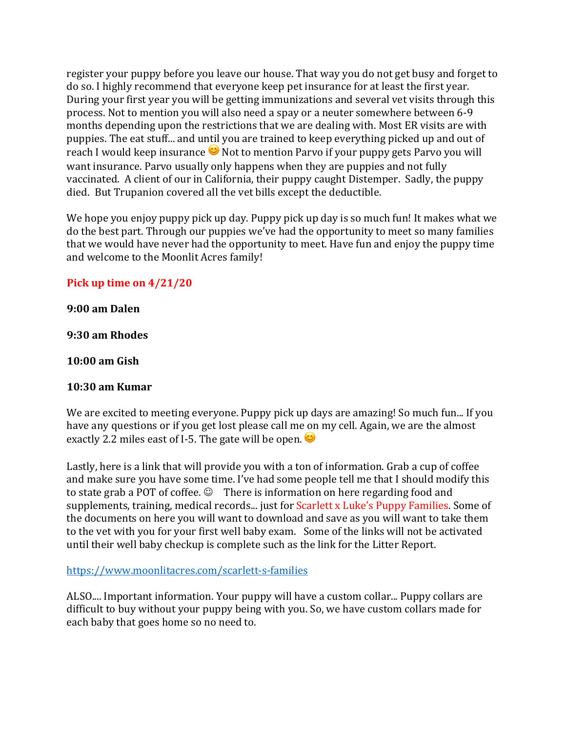register your puppy before you leave our house. That way you do not get busy and forget to do so. I highly recommend that everyone keep pet insurance for at least the first year. During your first year you will be getting immunizations and several vet visits through this process. Not to mention you will also need a spay or a neuter somewhere between 6-9 months depending upon the restrictions that we are dealing with. Most ER visits are with puppies. The eat stuff... and until you are trained to keep everything picked up and out of reach I would keep insurance 😊 Not to mention Parvo if your puppy gets Parvo you will want insurance. Parvo usually only happens when they are puppies and not fully vaccinated. A client of our in California, their puppy caught Distemper. Sadly, the puppy died. But Trupanion covered all the vet bills except the deductible.

We hope you enjoy puppy pick up day. Puppy pick up day is so much fun! It makes what we do the best part. Through our puppies we've had the opportunity to meet so many families that we would have never had the opportunity to meet. Have fun and enjoy the puppy time and welcome to the Moonlit Acres family!

**Pick up time on 4/21/20**

**9:00 am Dalen**

**9:30 am Rhodes**

**10:00 am Gish**

**10:30 am Kumar**

We are excited to meeting everyone. Puppy pick up days are amazing! So much fun... If you have any questions or if you get lost please call me on my cell. Again, we are the almost exactly 2.2 miles east of I-5. The gate will be open. 😊

Lastly, here is a link that will provide you with a ton of information. Grab a cup of coffee and make sure you have some time. I've had some people tell me that I should modify this to state grab a POT of coffee. ☺ There is information on here regarding food and supplements, training, medical records... just for Scarlett x Luke's Puppy Families. Some of the documents on here you will want to download and save as you will want to take them to the vet with you for your first well baby exam. Some of the links will not be activated until their well baby checkup is complete such as the link for the Litter Report.

https://www.moonlitacres.com/scarlett-s-families

ALSO.... Important information. Your puppy will have a custom collar... Puppy collars are difficult to buy without your puppy being with you. So, we have custom collars made for each baby that goes home so no need to.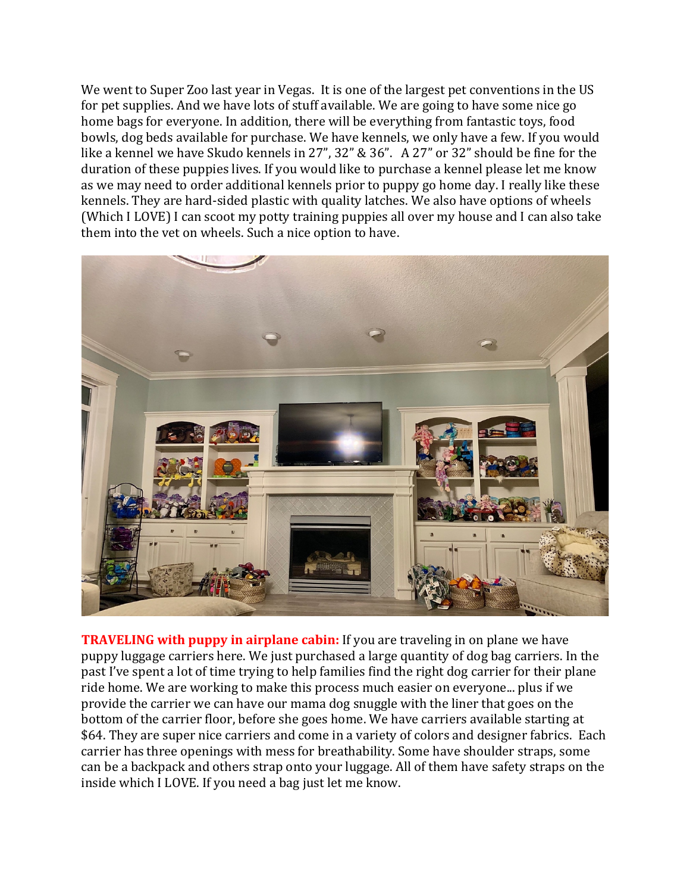We went to Super Zoo last year in Vegas. It is one of the largest pet conventions in the US for pet supplies. And we have lots of stuff available. We are going to have some nice go home bags for everyone. In addition, there will be everything from fantastic toys, food bowls, dog beds available for purchase. We have kennels, we only have a few. If you would like a kennel we have Skudo kennels in 27", 32" & 36". A 27" or 32" should be fine for the duration of these puppies lives. If you would like to purchase a kennel please let me know as we may need to order additional kennels prior to puppy go home day. I really like these kennels. They are hard-sided plastic with quality latches. We also have options of wheels (Which I LOVE) I can scoot my potty training puppies all over my house and I can also take them into the vet on wheels. Such a nice option to have.

**TRAVELING with puppy in airplane cabin:** If you are traveling in on plane we have puppy luggage carriers here. We just purchased a large quantity of dog bag carriers. In the past I've spent a lot of time trying to help families find the right dog carrier for their plane ride home. We are working to make this process much easier on everyone... plus if we provide the carrier we can have our mama dog snuggle with the liner that goes on the bottom of the carrier floor, before she goes home. We have carriers available starting at $64. They are super nice carriers and come in a variety of colors and designer fabrics. Each carrier has three openings with mess for breathability. Some have shoulder straps, some can be a backpack and others strap onto your luggage. All of them have safety straps on the inside which I LOVE. If you need a bag just let me know.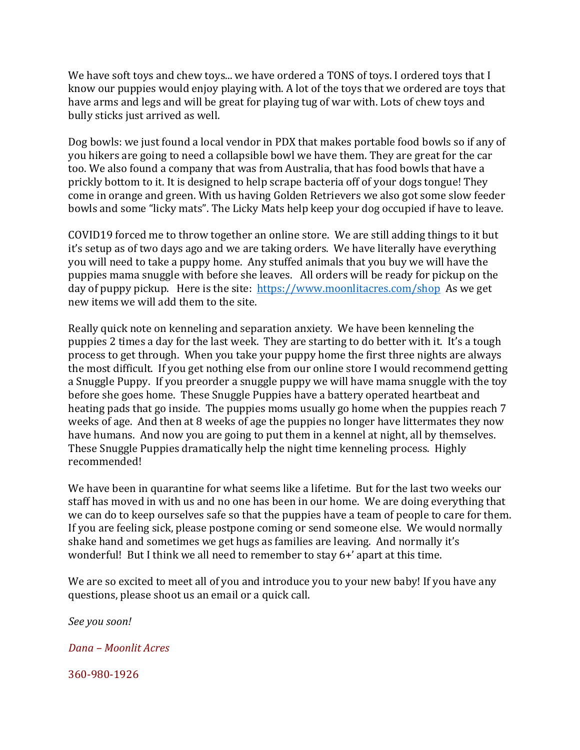We have soft toys and chew toys... we have ordered a TONS of toys. I ordered toys that I know our puppies would enjoy playing with. A lot of the toys that we ordered are toys that have arms and legs and will be great for playing tug of war with. Lots of chew toys and bully sticks just arrived as well.

Dog bowls: we just found a local vendor in PDX that makes portable food bowls so if any of you hikers are going to need a collapsible bowl we have them. They are great for the car too. We also found a company that was from Australia, that has food bowls that have a prickly bottom to it. It is designed to help scrape bacteria off of your dogs tongue! They come in orange and green. With us having Golden Retrievers we also got some slow feeder bowls and some "licky mats". The Licky Mats help keep your dog occupied if have to leave.

COVID19 forced me to throw together an online store. We are still adding things to it but it's setup as of two days ago and we are taking orders. We have literally have everything you will need to take a puppy home. Any stuffed animals that you buy we will have the puppies mama snuggle with before she leaves. All orders will be ready for pickup on the day of puppy pickup. Here is the site: [https://www.moonlitacres.com/shop](https://www.moonlitacres.com/shop) As we get new items we will add them to the site.

Really quick note on kenneling and separation anxiety. We have been kenneling the puppies 2 times a day for the last week. They are starting to do better with it. It's a tough process to get through. When you take your puppy home the first three nights are always the most difficult. If you get nothing else from our online store I would recommend getting a Snuggle Puppy. If you preorder a snuggle puppy we will have mama snuggle with the toy before she goes home. These Snuggle Puppies have a battery operated heartbeat and heating pads that go inside. The puppies moms usually go home when the puppies reach 7 weeks of age. And then at 8 weeks of age the puppies no longer have littermates they now have humans. And now you are going to put them in a kennel at night, all by themselves. These Snuggle Puppies dramatically help the night time kenneling process. Highly recommended!

We have been in quarantine for what seems like a lifetime. But for the last two weeks our staff has moved in with us and no one has been in our home. We are doing everything that we can do to keep ourselves safe so that the puppies have a team of people to care for them. If you are feeling sick, please postpone coming or send someone else. We would normally shake hand and sometimes we get hugs as families are leaving. And normally it's wonderful! But I think we all need to remember to stay 6+' apart at this time.

We are so excited to meet all of you and introduce you to your new baby! If you have any questions, please shoot us an email or a quick call.

*See you soon!*

*Dana – Moonlit Acres*

360-980-1926